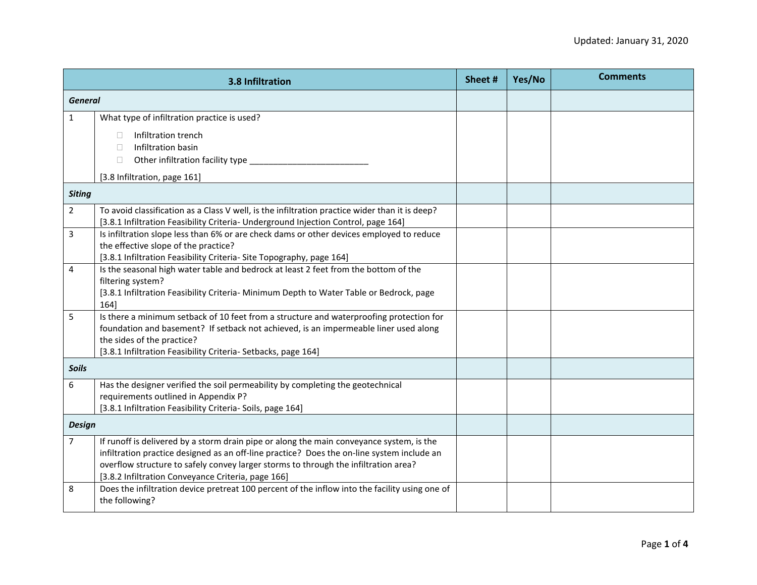Updated: January 31, 2020

| | 3.8 Infiltration | Sheet # | Yes/No | Comments |
|---|---|---|---|---|
| ***General*** | | | | |
| 1 | What type of infiltration practice is used?<br>☐ Infiltration trench<br>☐ Infiltration basin<br>☐ Other infiltration facility type _________________________<br>[3.8 Infiltration, page 161] | | | |
| ***Siting*** | | | | |
| 2 | To avoid classification as a Class V well, is the infiltration practice wider than it is deep?<br>[3.8.1 Infiltration Feasibility Criteria- Underground Injection Control, page 164] | | | |
| 3 | Is infiltration slope less than 6% or are check dams or other devices employed to reduce the effective slope of the practice?<br>[3.8.1 Infiltration Feasibility Criteria- Site Topography, page 164] | | | |
| 4 | Is the seasonal high water table and bedrock at least 2 feet from the bottom of the filtering system?<br>[3.8.1 Infiltration Feasibility Criteria- Minimum Depth to Water Table or Bedrock, page 164] | | | |
| 5 | Is there a minimum setback of 10 feet from a structure and waterproofing protection for foundation and basement? If setback not achieved, is an impermeable liner used along the sides of the practice?<br>[3.8.1 Infiltration Feasibility Criteria- Setbacks, page 164] | | | |
| ***Soils*** | | | | |
| 6 | Has the designer verified the soil permeability by completing the geotechnical requirements outlined in Appendix P?<br>[3.8.1 Infiltration Feasibility Criteria- Soils, page 164] | | | |
| ***Design*** | | | | |
| 7 | If runoff is delivered by a storm drain pipe or along the main conveyance system, is the infiltration practice designed as an off-line practice? Does the on-line system include an overflow structure to safely convey larger storms to through the infiltration area?<br>[3.8.2 Infiltration Conveyance Criteria, page 166] | | | |
| 8 | Does the infiltration device pretreat 100 percent of the inflow into the facility using one of the following? | | | |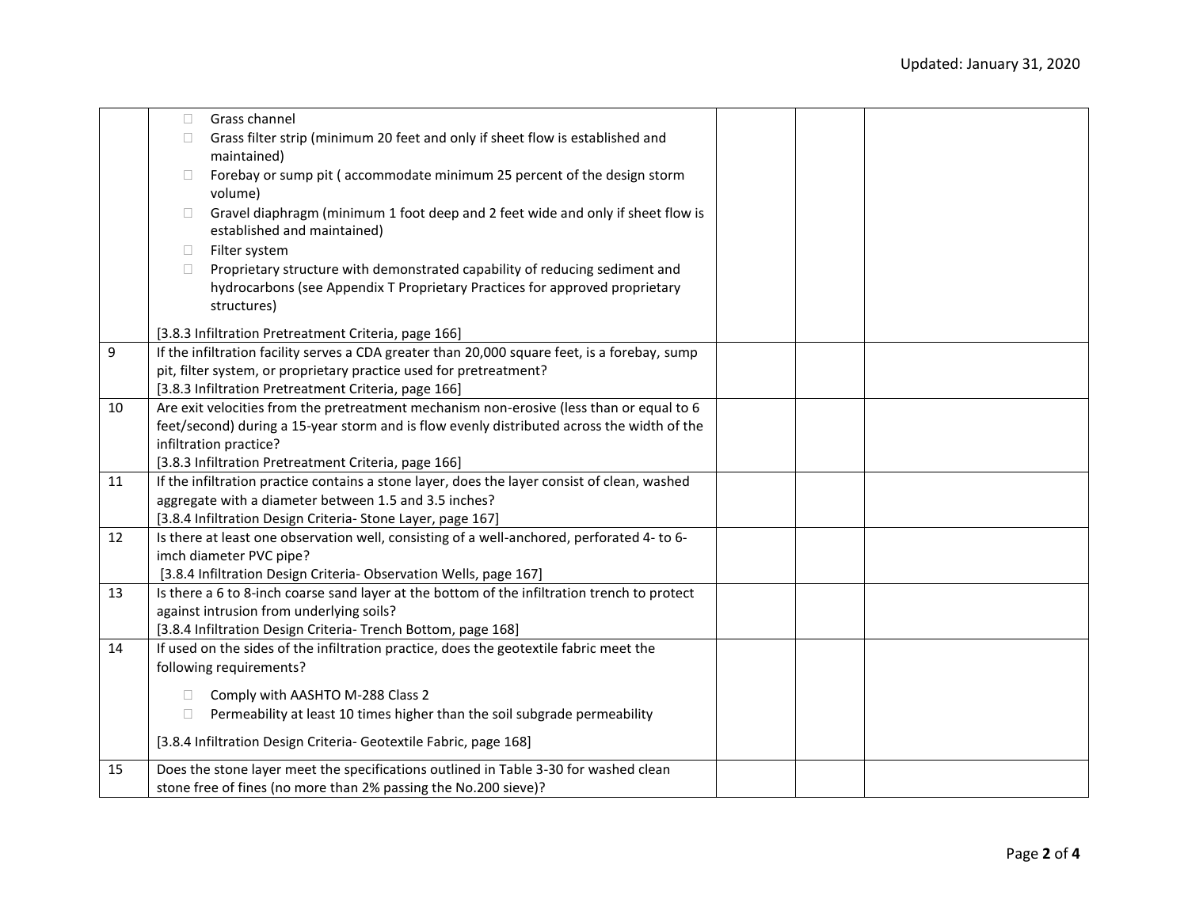| | | | | |
|---|---|---|---|---|
| | ☐ Grass channel<br>☐ Grass filter strip (minimum 20 feet and only if sheet flow is established and maintained)<br>☐ Forebay or sump pit ( accommodate minimum 25 percent of the design storm volume)<br>☐ Gravel diaphragm (minimum 1 foot deep and 2 feet wide and only if sheet flow is established and maintained)<br>☐ Filter system<br>☐ Proprietary structure with demonstrated capability of reducing sediment and hydrocarbons (see Appendix T Proprietary Practices for approved proprietary structures)<br><br>[3.8.3 Infiltration Pretreatment Criteria, page 166] | | | |
| 9 | If the infiltration facility serves a CDA greater than 20,000 square feet, is a forebay, sump pit, filter system, or proprietary practice used for pretreatment?<br>[3.8.3 Infiltration Pretreatment Criteria, page 166] | | | |
| 10 | Are exit velocities from the pretreatment mechanism non-erosive (less than or equal to 6 feet/second) during a 15-year storm and is flow evenly distributed across the width of the infiltration practice?<br>[3.8.3 Infiltration Pretreatment Criteria, page 166] | | | |
| 11 | If the infiltration practice contains a stone layer, does the layer consist of clean, washed aggregate with a diameter between 1.5 and 3.5 inches?<br>[3.8.4 Infiltration Design Criteria- Stone Layer, page 167] | | | |
| 12 | Is there at least one observation well, consisting of a well-anchored, perforated 4- to 6-imch diameter PVC pipe?<br>[3.8.4 Infiltration Design Criteria- Observation Wells, page 167] | | | |
| 13 | Is there a 6 to 8-inch coarse sand layer at the bottom of the infiltration trench to protect against intrusion from underlying soils?<br>[3.8.4 Infiltration Design Criteria- Trench Bottom, page 168] | | | |
| 14 | If used on the sides of the infiltration practice, does the geotextile fabric meet the following requirements?<br><br>☐ Comply with AASHTO M-288 Class 2<br>☐ Permeability at least 10 times higher than the soil subgrade permeability<br><br>[3.8.4 Infiltration Design Criteria- Geotextile Fabric, page 168] | | | |
| 15 | Does the stone layer meet the specifications outlined in Table 3-30 for washed clean stone free of fines (no more than 2% passing the No.200 sieve)? | | | |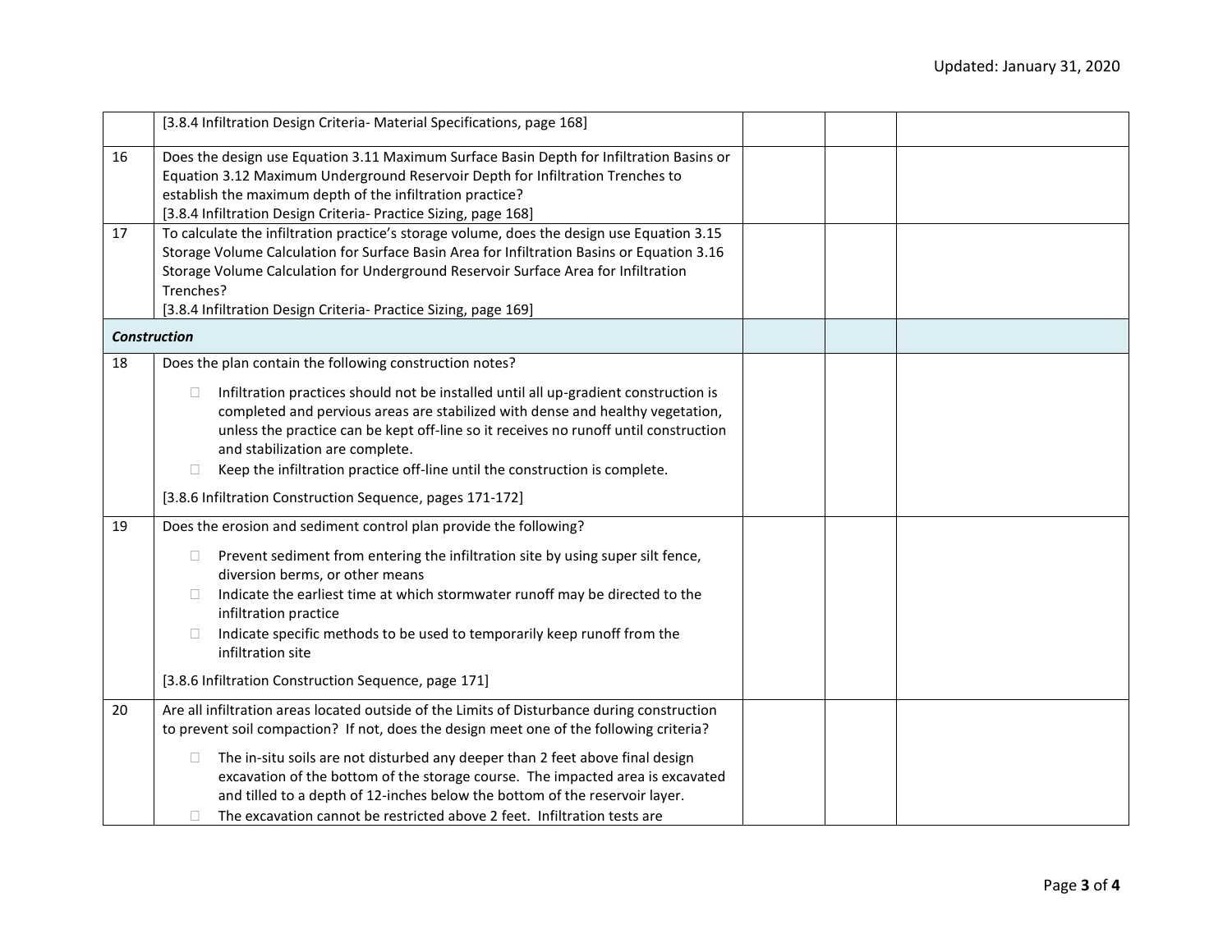| | | | | |
|---|---|---|---|---|
| | [3.8.4 Infiltration Design Criteria- Material Specifications, page 168] | | | |
| 16 | Does the design use Equation 3.11 Maximum Surface Basin Depth for Infiltration Basins or Equation 3.12 Maximum Underground Reservoir Depth for Infiltration Trenches to establish the maximum depth of the infiltration practice?<br>[3.8.4 Infiltration Design Criteria- Practice Sizing, page 168] | | | |
| 17 | To calculate the infiltration practice's storage volume, does the design use Equation 3.15 Storage Volume Calculation for Surface Basin Area for Infiltration Basins or Equation 3.16 Storage Volume Calculation for Underground Reservoir Surface Area for Infiltration Trenches?<br>[3.8.4 Infiltration Design Criteria- Practice Sizing, page 169] | | | |
| ***Construction*** | | | | |
| 18 | Does the plan contain the following construction notes?<br>☐ Infiltration practices should not be installed until all up-gradient construction is completed and pervious areas are stabilized with dense and healthy vegetation, unless the practice can be kept off-line so it receives no runoff until construction and stabilization are complete.<br>☐ Keep the infiltration practice off-line until the construction is complete.<br>[3.8.6 Infiltration Construction Sequence, pages 171-172] | | | |
| 19 | Does the erosion and sediment control plan provide the following?<br>☐ Prevent sediment from entering the infiltration site by using super silt fence, diversion berms, or other means<br>☐ Indicate the earliest time at which stormwater runoff may be directed to the infiltration practice<br>☐ Indicate specific methods to be used to temporarily keep runoff from the infiltration site<br>[3.8.6 Infiltration Construction Sequence, page 171] | | | |
| 20 | Are all infiltration areas located outside of the Limits of Disturbance during construction to prevent soil compaction? If not, does the design meet one of the following criteria?<br>☐ The in-situ soils are not disturbed any deeper than 2 feet above final design excavation of the bottom of the storage course. The impacted area is excavated and tilled to a depth of 12-inches below the bottom of the reservoir layer.<br>☐ The excavation cannot be restricted above 2 feet. Infiltration tests are | | | |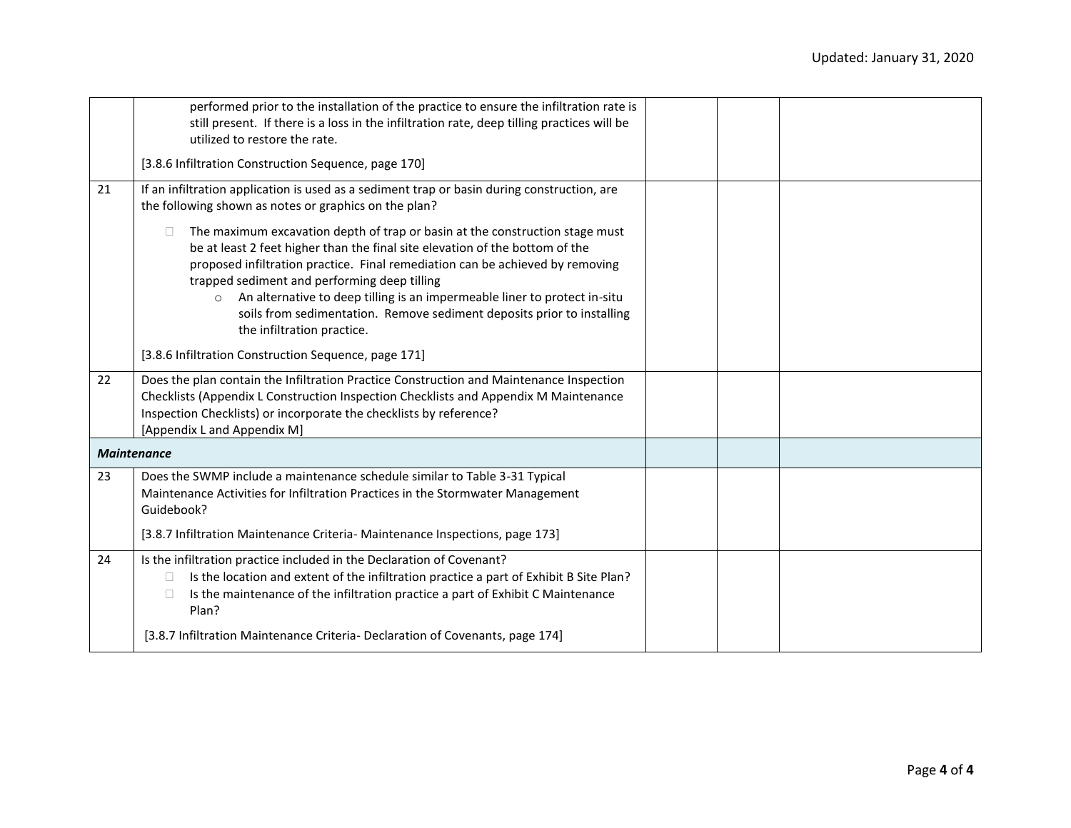| | | | | |
|---|---|---|---|---|
| | performed prior to the installation of the practice to ensure the infiltration rate is still present. If there is a loss in the infiltration rate, deep tilling practices will be utilized to restore the rate.<br><br>[3.8.6 Infiltration Construction Sequence, page 170] | | | |
| 21 | If an infiltration application is used as a sediment trap or basin during construction, are the following shown as notes or graphics on the plan?<br><br>☐ The maximum excavation depth of trap or basin at the construction stage must be at least 2 feet higher than the final site elevation of the bottom of the proposed infiltration practice. Final remediation can be achieved by removing trapped sediment and performing deep tilling<br>&nbsp;&nbsp;&nbsp;&nbsp;○ An alternative to deep tilling is an impermeable liner to protect in-situ soils from sedimentation. Remove sediment deposits prior to installing the infiltration practice.<br><br>[3.8.6 Infiltration Construction Sequence, page 171] | | | |
| 22 | Does the plan contain the Infiltration Practice Construction and Maintenance Inspection Checklists (Appendix L Construction Inspection Checklists and Appendix M Maintenance Inspection Checklists) or incorporate the checklists by reference?<br>[Appendix L and Appendix M] | | | |
| ***Maintenance*** | | | | |
| 23 | Does the SWMP include a maintenance schedule similar to Table 3-31 Typical Maintenance Activities for Infiltration Practices in the Stormwater Management Guidebook?<br><br>[3.8.7 Infiltration Maintenance Criteria- Maintenance Inspections, page 173] | | | |
| 24 | Is the infiltration practice included in the Declaration of Covenant?<br>☐ Is the location and extent of the infiltration practice a part of Exhibit B Site Plan?<br>☐ Is the maintenance of the infiltration practice a part of Exhibit C Maintenance Plan?<br><br>[3.8.7 Infiltration Maintenance Criteria- Declaration of Covenants, page 174] | | | |